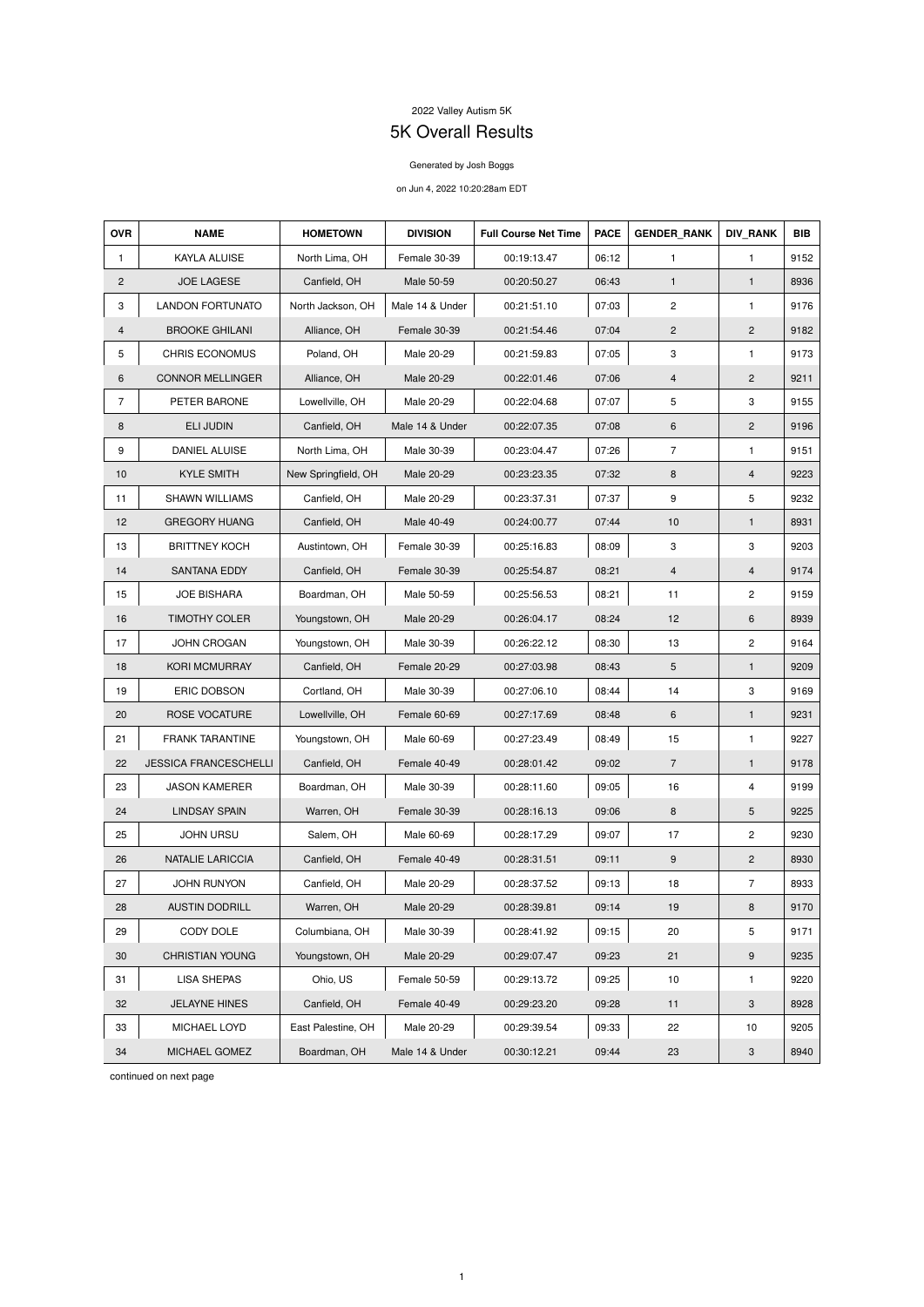2022 Valley Autism 5K

# 5K Overall Results

Generated by Josh Boggs

on Jun 4, 2022 10:20:28am EDT

| OVR | NAME | HOMETOWN | DIVISION | Full Course Net Time | PACE | GENDER_RANK | DIV_RANK | BIB |
|---|---|---|---|---|---|---|---|---|
| 1 | KAYLA ALUISE | North Lima, OH | Female 30-39 | 00:19:13.47 | 06:12 | 1 | 1 | 9152 |
| 2 | JOE LAGESE | Canfield, OH | Male 50-59 | 00:20:50.27 | 06:43 | 1 | 1 | 8936 |
| 3 | LANDON FORTUNATO | North Jackson, OH | Male 14 & Under | 00:21:51.10 | 07:03 | 2 | 1 | 9176 |
| 4 | BROOKE GHILANI | Alliance, OH | Female 30-39 | 00:21:54.46 | 07:04 | 2 | 2 | 9182 |
| 5 | CHRIS ECONOMUS | Poland, OH | Male 20-29 | 00:21:59.83 | 07:05 | 3 | 1 | 9173 |
| 6 | CONNOR MELLINGER | Alliance, OH | Male 20-29 | 00:22:01.46 | 07:06 | 4 | 2 | 9211 |
| 7 | PETER BARONE | Lowellville, OH | Male 20-29 | 00:22:04.68 | 07:07 | 5 | 3 | 9155 |
| 8 | ELI JUDIN | Canfield, OH | Male 14 & Under | 00:22:07.35 | 07:08 | 6 | 2 | 9196 |
| 9 | DANIEL ALUISE | North Lima, OH | Male 30-39 | 00:23:04.47 | 07:26 | 7 | 1 | 9151 |
| 10 | KYLE SMITH | New Springfield, OH | Male 20-29 | 00:23:23.35 | 07:32 | 8 | 4 | 9223 |
| 11 | SHAWN WILLIAMS | Canfield, OH | Male 20-29 | 00:23:37.31 | 07:37 | 9 | 5 | 9232 |
| 12 | GREGORY HUANG | Canfield, OH | Male 40-49 | 00:24:00.77 | 07:44 | 10 | 1 | 8931 |
| 13 | BRITTNEY KOCH | Austintown, OH | Female 30-39 | 00:25:16.83 | 08:09 | 3 | 3 | 9203 |
| 14 | SANTANA EDDY | Canfield, OH | Female 30-39 | 00:25:54.87 | 08:21 | 4 | 4 | 9174 |
| 15 | JOE BISHARA | Boardman, OH | Male 50-59 | 00:25:56.53 | 08:21 | 11 | 2 | 9159 |
| 16 | TIMOTHY COLER | Youngstown, OH | Male 20-29 | 00:26:04.17 | 08:24 | 12 | 6 | 8939 |
| 17 | JOHN CROGAN | Youngstown, OH | Male 30-39 | 00:26:22.12 | 08:30 | 13 | 2 | 9164 |
| 18 | KORI MCMURRAY | Canfield, OH | Female 20-29 | 00:27:03.98 | 08:43 | 5 | 1 | 9209 |
| 19 | ERIC DOBSON | Cortland, OH | Male 30-39 | 00:27:06.10 | 08:44 | 14 | 3 | 9169 |
| 20 | ROSE VOCATURE | Lowellville, OH | Female 60-69 | 00:27:17.69 | 08:48 | 6 | 1 | 9231 |
| 21 | FRANK TARANTINE | Youngstown, OH | Male 60-69 | 00:27:23.49 | 08:49 | 15 | 1 | 9227 |
| 22 | JESSICA FRANCESCHELLI | Canfield, OH | Female 40-49 | 00:28:01.42 | 09:02 | 7 | 1 | 9178 |
| 23 | JASON KAMERER | Boardman, OH | Male 30-39 | 00:28:11.60 | 09:05 | 16 | 4 | 9199 |
| 24 | LINDSAY SPAIN | Warren, OH | Female 30-39 | 00:28:16.13 | 09:06 | 8 | 5 | 9225 |
| 25 | JOHN URSU | Salem, OH | Male 60-69 | 00:28:17.29 | 09:07 | 17 | 2 | 9230 |
| 26 | NATALIE LARICCIA | Canfield, OH | Female 40-49 | 00:28:31.51 | 09:11 | 9 | 2 | 8930 |
| 27 | JOHN RUNYON | Canfield, OH | Male 20-29 | 00:28:37.52 | 09:13 | 18 | 7 | 8933 |
| 28 | AUSTIN DODRILL | Warren, OH | Male 20-29 | 00:28:39.81 | 09:14 | 19 | 8 | 9170 |
| 29 | CODY DOLE | Columbiana, OH | Male 30-39 | 00:28:41.92 | 09:15 | 20 | 5 | 9171 |
| 30 | CHRISTIAN YOUNG | Youngstown, OH | Male 20-29 | 00:29:07.47 | 09:23 | 21 | 9 | 9235 |
| 31 | LISA SHEPAS | Ohio, US | Female 50-59 | 00:29:13.72 | 09:25 | 10 | 1 | 9220 |
| 32 | JELAYNE HINES | Canfield, OH | Female 40-49 | 00:29:23.20 | 09:28 | 11 | 3 | 8928 |
| 33 | MICHAEL LOYD | East Palestine, OH | Male 20-29 | 00:29:39.54 | 09:33 | 22 | 10 | 9205 |
| 34 | MICHAEL GOMEZ | Boardman, OH | Male 14 & Under | 00:30:12.21 | 09:44 | 23 | 3 | 8940 |

continued on next page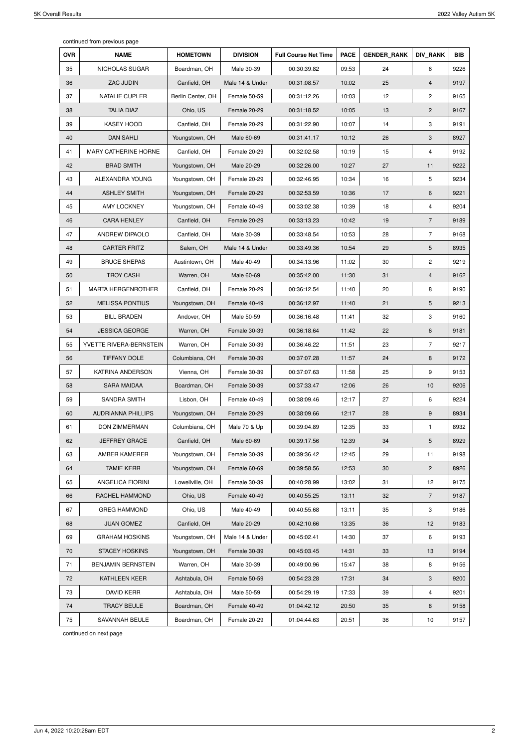continued from previous page

| OVR | NAME | HOMETOWN | DIVISION | Full Course Net Time | PACE | GENDER_RANK | DIV_RANK | BIB |
|---|---|---|---|---|---|---|---|---|
| 35 | NICHOLAS SUGAR | Boardman, OH | Male 30-39 | 00:30:39.82 | 09:53 | 24 | 6 | 9226 |
| 36 | ZAC JUDIN | Canfield, OH | Male 14 & Under | 00:31:08.57 | 10:02 | 25 | 4 | 9197 |
| 37 | NATALIE CUPLER | Berlin Center, OH | Female 50-59 | 00:31:12.26 | 10:03 | 12 | 2 | 9165 |
| 38 | TALIA DIAZ | Ohio, US | Female 20-29 | 00:31:18.52 | 10:05 | 13 | 2 | 9167 |
| 39 | KASEY HOOD | Canfield, OH | Female 20-29 | 00:31:22.90 | 10:07 | 14 | 3 | 9191 |
| 40 | DAN SAHLI | Youngstown, OH | Male 60-69 | 00:31:41.17 | 10:12 | 26 | 3 | 8927 |
| 41 | MARY CATHERINE HORNE | Canfield, OH | Female 20-29 | 00:32:02.58 | 10:19 | 15 | 4 | 9192 |
| 42 | BRAD SMITH | Youngstown, OH | Male 20-29 | 00:32:26.00 | 10:27 | 27 | 11 | 9222 |
| 43 | ALEXANDRA YOUNG | Youngstown, OH | Female 20-29 | 00:32:46.95 | 10:34 | 16 | 5 | 9234 |
| 44 | ASHLEY SMITH | Youngstown, OH | Female 20-29 | 00:32:53.59 | 10:36 | 17 | 6 | 9221 |
| 45 | AMY LOCKNEY | Youngstown, OH | Female 40-49 | 00:33:02.38 | 10:39 | 18 | 4 | 9204 |
| 46 | CARA HENLEY | Canfield, OH | Female 20-29 | 00:33:13.23 | 10:42 | 19 | 7 | 9189 |
| 47 | ANDREW DIPAOLO | Canfield, OH | Male 30-39 | 00:33:48.54 | 10:53 | 28 | 7 | 9168 |
| 48 | CARTER FRITZ | Salem, OH | Male 14 & Under | 00:33:49.36 | 10:54 | 29 | 5 | 8935 |
| 49 | BRUCE SHEPAS | Austintown, OH | Male 40-49 | 00:34:13.96 | 11:02 | 30 | 2 | 9219 |
| 50 | TROY CASH | Warren, OH | Male 60-69 | 00:35:42.00 | 11:30 | 31 | 4 | 9162 |
| 51 | MARTA HERGENROTHER | Canfield, OH | Female 20-29 | 00:36:12.54 | 11:40 | 20 | 8 | 9190 |
| 52 | MELISSA PONTIUS | Youngstown, OH | Female 40-49 | 00:36:12.97 | 11:40 | 21 | 5 | 9213 |
| 53 | BILL BRADEN | Andover, OH | Male 50-59 | 00:36:16.48 | 11:41 | 32 | 3 | 9160 |
| 54 | JESSICA GEORGE | Warren, OH | Female 30-39 | 00:36:18.64 | 11:42 | 22 | 6 | 9181 |
| 55 | YVETTE RIVERA-BERNSTEIN | Warren, OH | Female 30-39 | 00:36:46.22 | 11:51 | 23 | 7 | 9217 |
| 56 | TIFFANY DOLE | Columbiana, OH | Female 30-39 | 00:37:07.28 | 11:57 | 24 | 8 | 9172 |
| 57 | KATRINA ANDERSON | Vienna, OH | Female 30-39 | 00:37:07.63 | 11:58 | 25 | 9 | 9153 |
| 58 | SARA MAIDAA | Boardman, OH | Female 30-39 | 00:37:33.47 | 12:06 | 26 | 10 | 9206 |
| 59 | SANDRA SMITH | Lisbon, OH | Female 40-49 | 00:38:09.46 | 12:17 | 27 | 6 | 9224 |
| 60 | AUDRIANNA PHILLIPS | Youngstown, OH | Female 20-29 | 00:38:09.66 | 12:17 | 28 | 9 | 8934 |
| 61 | DON ZIMMERMAN | Columbiana, OH | Male 70 & Up | 00:39:04.89 | 12:35 | 33 | 1 | 8932 |
| 62 | JEFFREY GRACE | Canfield, OH | Male 60-69 | 00:39:17.56 | 12:39 | 34 | 5 | 8929 |
| 63 | AMBER KAMERER | Youngstown, OH | Female 30-39 | 00:39:36.42 | 12:45 | 29 | 11 | 9198 |
| 64 | TAMIE KERR | Youngstown, OH | Female 60-69 | 00:39:58.56 | 12:53 | 30 | 2 | 8926 |
| 65 | ANGELICA FIORINI | Lowellville, OH | Female 30-39 | 00:40:28.99 | 13:02 | 31 | 12 | 9175 |
| 66 | RACHEL HAMMOND | Ohio, US | Female 40-49 | 00:40:55.25 | 13:11 | 32 | 7 | 9187 |
| 67 | GREG HAMMOND | Ohio, US | Male 40-49 | 00:40:55.68 | 13:11 | 35 | 3 | 9186 |
| 68 | JUAN GOMEZ | Canfield, OH | Male 20-29 | 00:42:10.66 | 13:35 | 36 | 12 | 9183 |
| 69 | GRAHAM HOSKINS | Youngstown, OH | Male 14 & Under | 00:45:02.41 | 14:30 | 37 | 6 | 9193 |
| 70 | STACEY HOSKINS | Youngstown, OH | Female 30-39 | 00:45:03.45 | 14:31 | 33 | 13 | 9194 |
| 71 | BENJAMIN BERNSTEIN | Warren, OH | Male 30-39 | 00:49:00.96 | 15:47 | 38 | 8 | 9156 |
| 72 | KATHLEEN KEER | Ashtabula, OH | Female 50-59 | 00:54:23.28 | 17:31 | 34 | 3 | 9200 |
| 73 | DAVID KERR | Ashtabula, OH | Male 50-59 | 00:54:29.19 | 17:33 | 39 | 4 | 9201 |
| 74 | TRACY BEULE | Boardman, OH | Female 40-49 | 01:04:42.12 | 20:50 | 35 | 8 | 9158 |
| 75 | SAVANNAH BEULE | Boardman, OH | Female 20-29 | 01:04:44.63 | 20:51 | 36 | 10 | 9157 |

continued on next page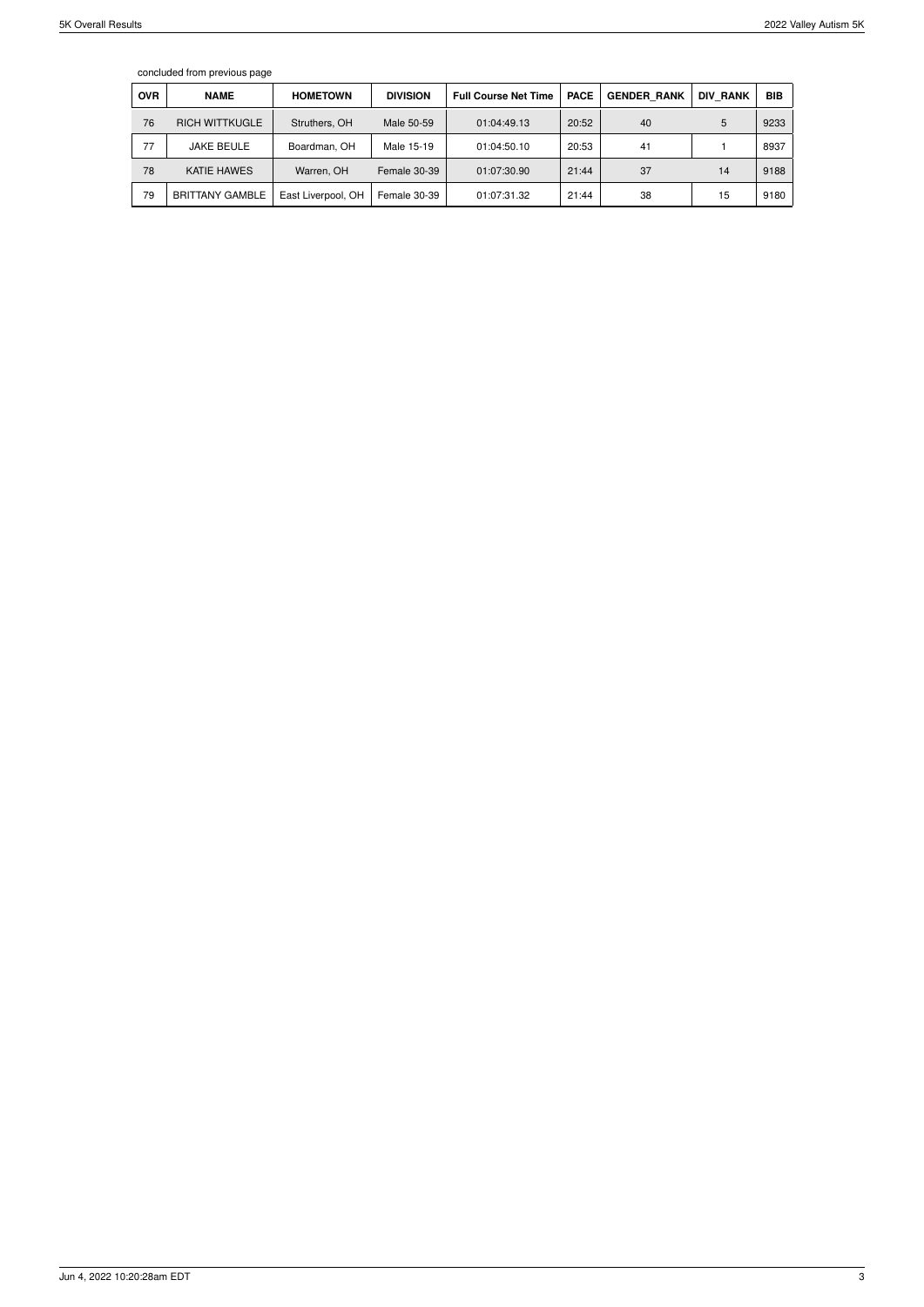concluded from previous page

| OVR | NAME | HOMETOWN | DIVISION | Full Course Net Time | PACE | GENDER_RANK | DIV_RANK | BIB |
|---|---|---|---|---|---|---|---|---|
| 76 | RICH WITTKUGLE | Struthers, OH | Male 50-59 | 01:04:49.13 | 20:52 | 40 | 5 | 9233 |
| 77 | JAKE BEULE | Boardman, OH | Male 15-19 | 01:04:50.10 | 20:53 | 41 | 1 | 8937 |
| 78 | KATIE HAWES | Warren, OH | Female 30-39 | 01:07:30.90 | 21:44 | 37 | 14 | 9188 |
| 79 | BRITTANY GAMBLE | East Liverpool, OH | Female 30-39 | 01:07:31.32 | 21:44 | 38 | 15 | 9180 |